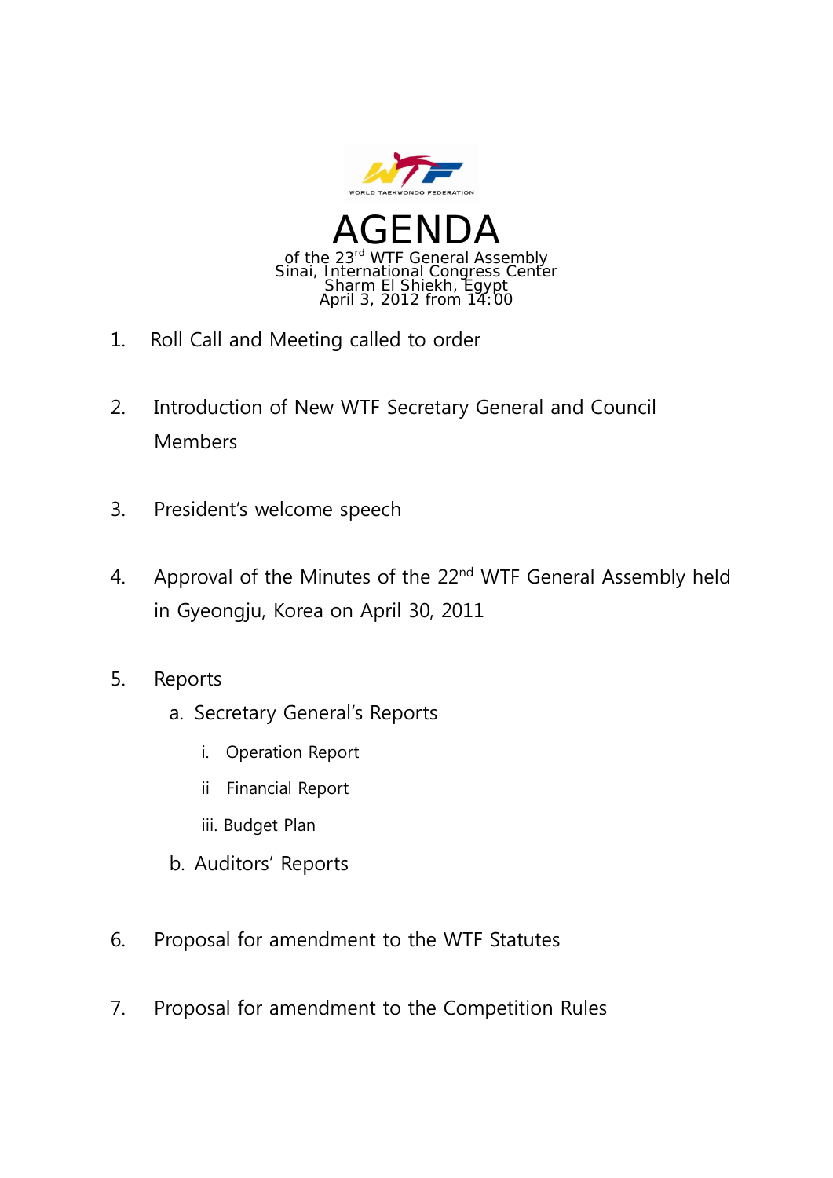WORLD TAEKWONDO FEDERATION

# AGENDA

of the 23rd WTF General Assembly
Sinai, International Congress Center
Sharm El Shiekh, Egypt
April 3, 2012 from 14:00

1. Roll Call and Meeting called to order

2. Introduction of New WTF Secretary General and Council Members

3. President's welcome speech

4. Approval of the Minutes of the 22nd WTF General Assembly held in Gyeongju, Korea on April 30, 2011

5. Reports
   a. Secretary General's Reports
      i. Operation Report
      ii Financial Report
      iii. Budget Plan
   b. Auditors' Reports

6. Proposal for amendment to the WTF Statutes

7. Proposal for amendment to the Competition Rules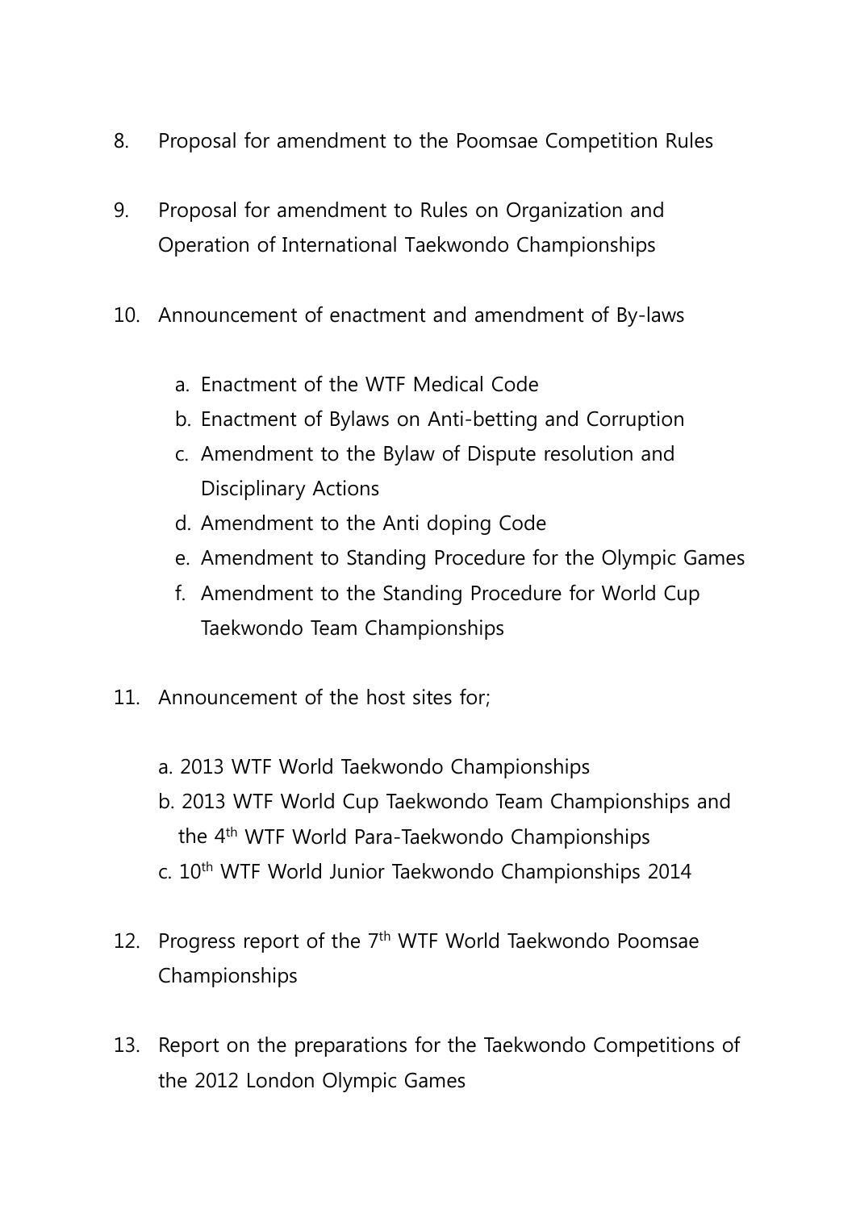8. Proposal for amendment to the Poomsae Competition Rules

9. Proposal for amendment to Rules on Organization and Operation of International Taekwondo Championships

10. Announcement of enactment and amendment of By-laws

    a. Enactment of the WTF Medical Code
    b. Enactment of Bylaws on Anti-betting and Corruption
    c. Amendment to the Bylaw of Dispute resolution and Disciplinary Actions
    d. Amendment to the Anti doping Code
    e. Amendment to Standing Procedure for the Olympic Games
    f. Amendment to the Standing Procedure for World Cup Taekwondo Team Championships

11. Announcement of the host sites for;

    a. 2013 WTF World Taekwondo Championships
    b. 2013 WTF World Cup Taekwondo Team Championships and the 4th WTF World Para-Taekwondo Championships
    c. 10th WTF World Junior Taekwondo Championships 2014

12. Progress report of the 7th WTF World Taekwondo Poomsae Championships

13. Report on the preparations for the Taekwondo Competitions of the 2012 London Olympic Games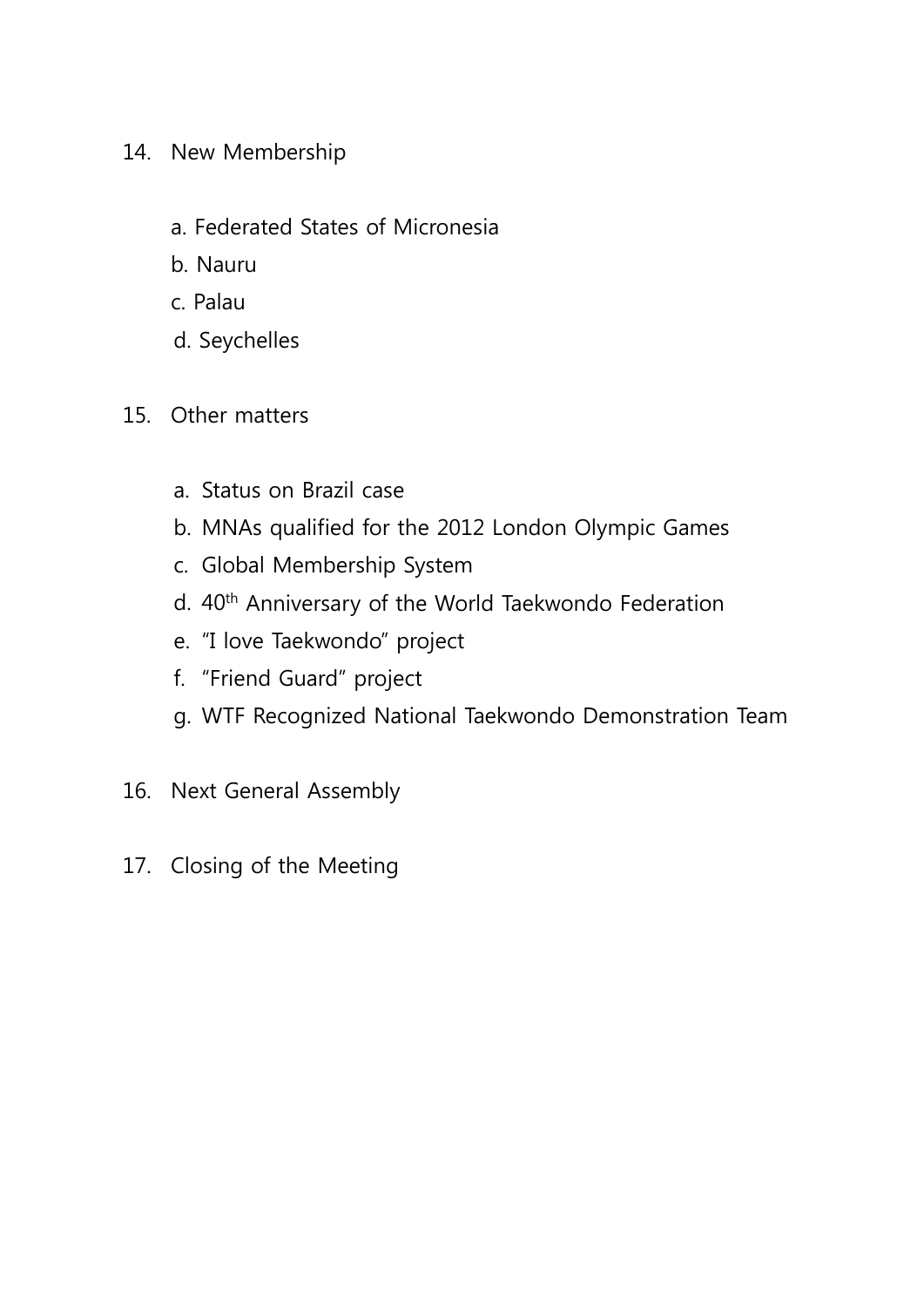14. New Membership

    a. Federated States of Micronesia
    b. Nauru
    c. Palau
    d. Seychelles

15. Other matters

    a. Status on Brazil case
    b. MNAs qualified for the 2012 London Olympic Games
    c. Global Membership System
    d. 40th Anniversary of the World Taekwondo Federation
    e. "I love Taekwondo" project
    f. "Friend Guard" project
    g. WTF Recognized National Taekwondo Demonstration Team

16. Next General Assembly

17. Closing of the Meeting